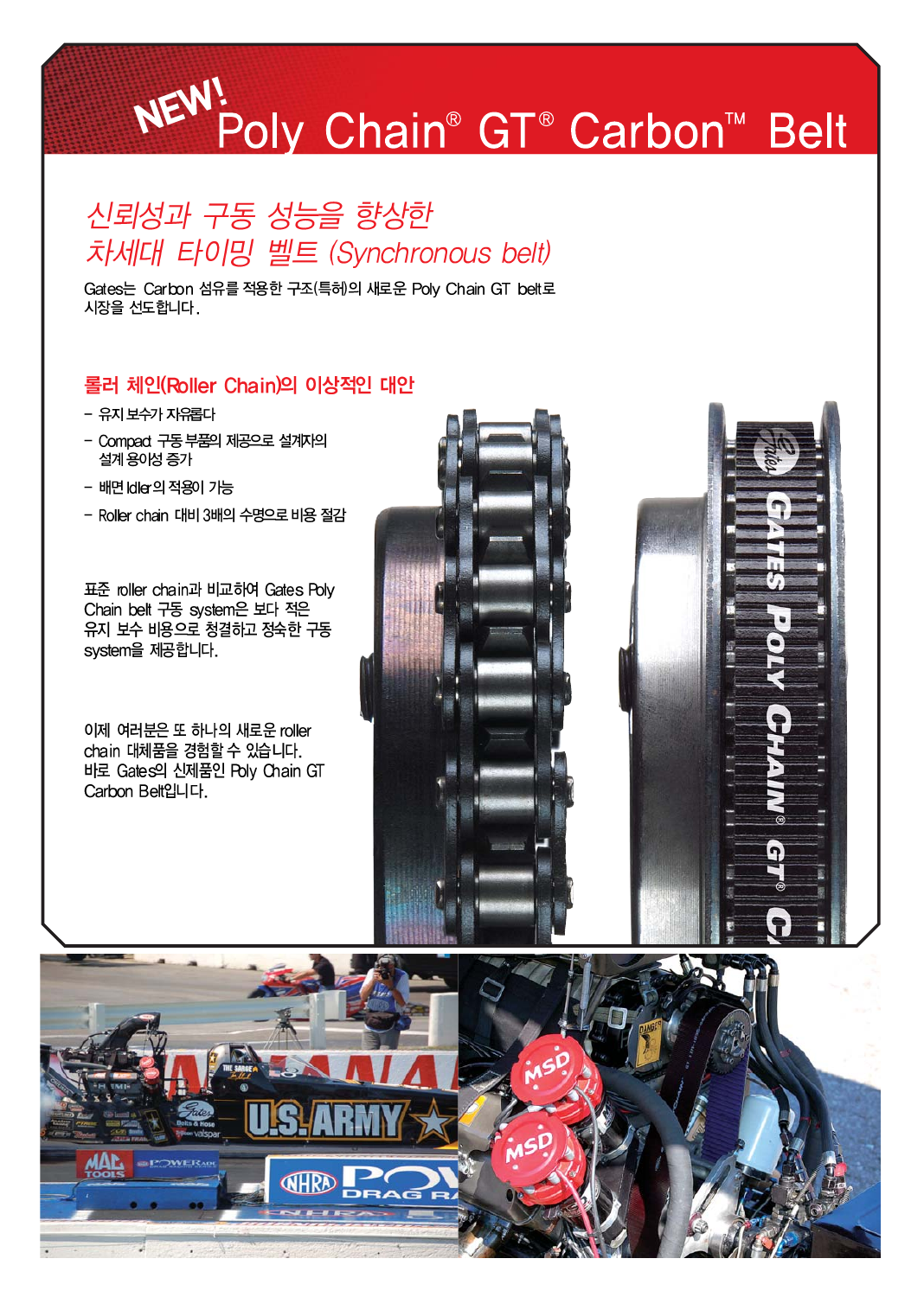# NEW! Poly Chain® GT® Carbon™ Belt

## 신뢰성과 구동 성능을 향상한 차세대 타이밍 벨트 (Synchronous belt)

Gates는 Carbon 섬유를 적용한 구조(특허)의 새로운 Poly Chain GT belt로 시장을 선도합니다.

### 롤러 체인(Roller Chain)의 이상적인 대안

- 유지 보수가 자유롭다
- Compact 구동 부품의 제공으로 설계자의 설계 용이성 증가
- 배면 Idler의 적용이 가능
- Roller chain 대비 3배의 수명으로 비용 절감

표준 roller chain과 비교하여 Gates Poly Chain belt 구동 system은 보다 적은 유지 보수 비용으로 청결하고 정숙한 구동 system을 제공합니다.

이제 여러분은 또 하나의 새로운 roller chain 대체품을 경험할 수 있습니다. 바로 Gates의 신제품인 Poly Chain GT Carbon Belt입니다.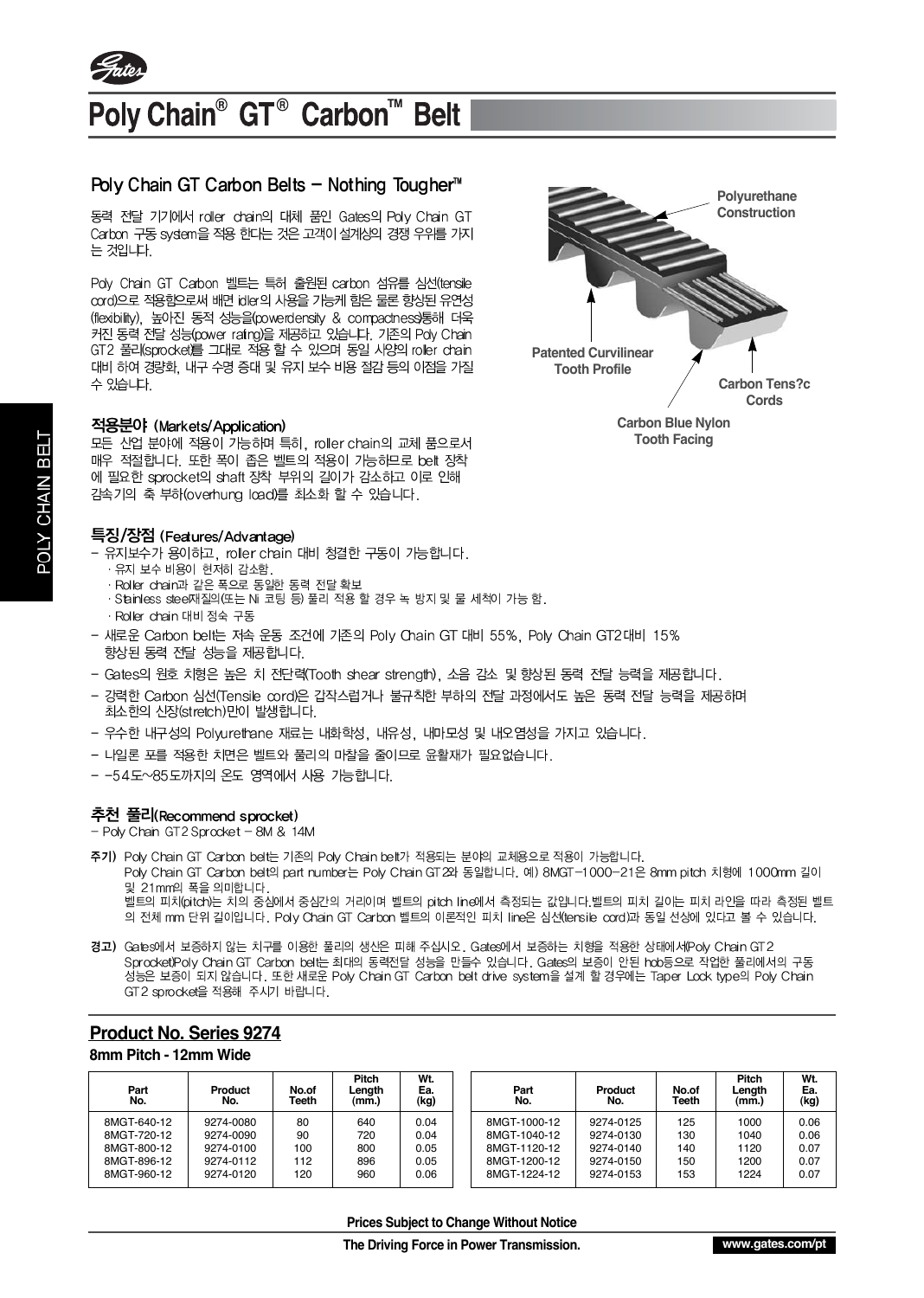# Poly Chain® GT® Carbon™ Belt

## Poly Chain GT Carbon Belts – Nothing Tougher™

동력 전달 기기에서 roller chain의 대체 품인 Gates의 Poly Chain GT Carbon 구동 system을 적용 한다는 것은 고객이 설계상의 경쟁 우위를 가지는 것입니다.

Poly Chain GT Carbon 벨트는 특허 출원된 carbon 섬유를 심선(tensile cord)으로 적용함으로써 배면 idler의 사용을 가능케 함은 물론 향상된 유연성(flexibility), 높아진 동적 성능을(powerdensity & compactness)통해 더욱 커진 동력 전달 성능(power rating)을 제공하고 있습니다. 기존의 Poly Chain GT2 풀리(sprocket)를 그대로 적용 할 수 있으며 동일 사양의 roller chain 대비 하여 경량화, 내구 수명 증대 및 유지 보수 비용 절감 등의 이점을 가질 수 있습니다.

Polyurethane Construction

Patented Curvilinear Tooth Profile

Carbon Tens?c Cords

Carbon Blue Nylon Tooth Facing

### 적용분야 (Markets/Application)

모든 산업 분야에 적용이 가능하며 특히, roller chain의 교체 품으로서 매우 적절합니다. 또한 폭이 좁은 벨트의 적용이 가능하므로 belt 장착에 필요한 sprocket의 shaft 장착 부위의 길이가 감소하고 이로 인해 감속기의 축 부하(overhung load)를 최소화 할 수 있습니다.

### 특징/장점 (Features/Advantage)

- 유지보수가 용이하고, roller chain 대비 청결한 구동이 가능합니다.
  - · 유지 보수 비용이 현저히 감소함.
  - · Roller chain과 같은 폭으로 동일한 동력 전달 확보
  - · Stainless steel재질의(또는 Ni 코팅 등) 풀리 적용 할 경우 녹 방지 및 물 세척이 가능 함.
  - · Roller chain 대비 정숙 구동
- 새로운 Carbon belt는 저속 운동 조건에 기존의 Poly Chain GT 대비 55%, Poly Chain GT2대비 15% 향상된 동력 전달 성능을 제공합니다.
- Gates의 원호 치형은 높은 치 전단력(Tooth shear strength), 소음 감소 및 향상된 동력 전달 능력을 제공합니다.
- 강력한 Carbon 심선(Tensile cord)은 갑작스럽거나 불규칙한 부하의 전달 과정에서도 높은 동력 전달 능력을 제공하며 최소한의 신장(stretch)만이 발생합니다.
- 우수한 내구성의 Polyurethane 재료는 내화학성, 내유성, 내마모성 및 내오염성을 가지고 있습니다.
- 나일론 포를 적용한 치면은 벨트와 풀리의 마찰을 줄이므로 윤활재가 필요없습니다.
- -54도~85도까지의 온도 영역에서 사용 가능합니다.

### 추천 풀리(Recommend sprocket)

- Poly Chain GT2 Sprocket – 8M & 14M

**주기)** Poly Chain GT Carbon belt는 기존의 Poly Chain belt가 적용되는 분야의 교체용으로 적용이 가능합니다.
Poly Chain GT Carbon belt의 part number는 Poly Chain GT2와 동일합니다. 예) 8MGT-1000-21은 8mm pitch 치형에 1000mm 길이 및 21mm의 폭을 의미합니다.
벨트의 피치(pitch)는 치의 중심에서 중심간의 거리이며 벨트의 pitch line에서 측정되는 값입니다.벨트의 피치 길이는 피치 라인을 따라 측정된 벨트의 전체 mm 단위 길이입니다. Poly Chain GT Carbon 벨트의 이론적인 피치 line은 심선(tensile cord)과 동일 선상에 있다고 볼 수 있습니다.

**경고)** Gates에서 보증하지 않는 치구를 이용한 풀리의 생산은 피해 주십시오. Gates에서 보증하는 치형을 적용한 상태에서(Poly Chain GT2 Sprocket)Poly Chain GT Carbon belt는 최대의 동력전달 성능을 만들수 있습니다. Gates의 보증이 안된 hob등으로 작업한 풀리에서의 구동 성능은 보증이 되지 않습니다. 또한 새로운 Poly Chain GT Carbon belt drive system을 설계 할 경우에는 Taper Lock type의 Poly Chain GT2 sprocket을 적용해 주시기 바랍니다.

## Product No. Series 9274

**8mm Pitch - 12mm Wide**

| Part No. | Product No. | No.of Teeth | Pitch Length (mm.) | Wt. Ea. (kg) |
|---|---|---|---|---|
| 8MGT-640-12 | 9274-0080 | 80 | 640 | 0.04 |
| 8MGT-720-12 | 9274-0090 | 90 | 720 | 0.04 |
| 8MGT-800-12 | 9274-0100 | 100 | 800 | 0.05 |
| 8MGT-896-12 | 9274-0112 | 112 | 896 | 0.05 |
| 8MGT-960-12 | 9274-0120 | 120 | 960 | 0.06 |
| 8MGT-1000-12 | 9274-0125 | 125 | 1000 | 0.06 |
| 8MGT-1040-12 | 9274-0130 | 130 | 1040 | 0.06 |
| 8MGT-1120-12 | 9274-0140 | 140 | 1120 | 0.07 |
| 8MGT-1200-12 | 9274-0150 | 150 | 1200 | 0.07 |
| 8MGT-1224-12 | 9274-0153 | 153 | 1224 | 0.07 |

Prices Subject to Change Without Notice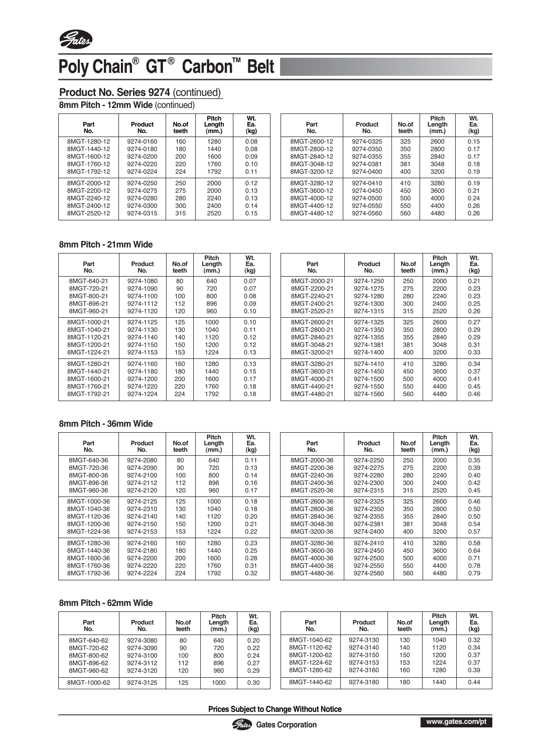# Poly Chain® GT® Carbon™ Belt

## Product No. Series 9274 (continued)

### 8mm Pitch - 12mm Wide (continued)

| Part No. | Product No. | No.of teeth | Pitch Length (mm.) | Wt. Ea. (kg) |
|---|---|---|---|---|
| 8MGT-1280-12 | 9274-0160 | 160 | 1280 | 0.08 |
| 8MGT-1440-12 | 9274-0180 | 180 | 1440 | 0.08 |
| 8MGT-1600-12 | 9274-0200 | 200 | 1600 | 0.09 |
| 8MGT-1760-12 | 9274-0220 | 220 | 1760 | 0.10 |
| 8MGT-1792-12 | 9274-0224 | 224 | 1792 | 0.11 |
| 8MGT-2000-12 | 9274-0250 | 250 | 2000 | 0.12 |
| 8MGT-2200-12 | 9274-0275 | 275 | 2000 | 0.13 |
| 8MGT-2240-12 | 9274-0280 | 280 | 2240 | 0.13 |
| 8MGT-2400-12 | 9274-0300 | 300 | 2400 | 0.14 |
| 8MGT-2520-12 | 9274-0315 | 315 | 2520 | 0.15 |
| 8MGT-2600-12 | 9274-0325 | 325 | 2600 | 0.15 |
| 8MGT-2800-12 | 9274-0350 | 350 | 2800 | 0.17 |
| 8MGT-2840-12 | 9274-0355 | 355 | 2840 | 0.17 |
| 8MGT-3048-12 | 9274-0381 | 381 | 3048 | 0.18 |
| 8MGT-3200-12 | 9274-0400 | 400 | 3200 | 0.19 |
| 8MGT-3280-12 | 9274-0410 | 410 | 3280 | 0.19 |
| 8MGT-3600-12 | 9274-0450 | 450 | 3600 | 0.21 |
| 8MGT-4000-12 | 9274-0500 | 500 | 4000 | 0.24 |
| 8MGT-4400-12 | 9274-0550 | 550 | 4400 | 0.26 |
| 8MGT-4480-12 | 9274-0560 | 560 | 4480 | 0.26 |

### 8mm Pitch - 21mm Wide

| Part No. | Product No. | No.of teeth | Pitch Length (mm.) | Wt. Ea. (kg) |
|---|---|---|---|---|
| 8MGT-640-21 | 9274-1080 | 80 | 640 | 0.07 |
| 8MGT-720-21 | 9274-1090 | 90 | 720 | 0.07 |
| 8MGT-800-21 | 9274-1100 | 100 | 800 | 0.08 |
| 8MGT-896-21 | 9274-1112 | 112 | 896 | 0.09 |
| 8MGT-960-21 | 9274-1120 | 120 | 960 | 0.10 |
| 8MGT-1000-21 | 9274-1125 | 125 | 1000 | 0.10 |
| 8MGT-1040-21 | 9274-1130 | 130 | 1040 | 0.11 |
| 8MGT-1120-21 | 9274-1140 | 140 | 1120 | 0.12 |
| 8MGT-1200-21 | 9274-1150 | 150 | 1200 | 0.12 |
| 8MGT-1224-21 | 9274-1153 | 153 | 1224 | 0.13 |
| 8MGT-1280-21 | 9274-1160 | 160 | 1280 | 0.13 |
| 8MGT-1440-21 | 9274-1180 | 180 | 1440 | 0.15 |
| 8MGT-1600-21 | 9274-1200 | 200 | 1600 | 0.17 |
| 8MGT-1760-21 | 9274-1220 | 220 | 1760 | 0.18 |
| 8MGT-1792-21 | 9274-1224 | 224 | 1792 | 0.18 |
| 8MGT-2000-21 | 9274-1250 | 250 | 2000 | 0.21 |
| 8MGT-2200-21 | 9274-1275 | 275 | 2200 | 0.23 |
| 8MGT-2240-21 | 9274-1280 | 280 | 2240 | 0.23 |
| 8MGT-2400-21 | 9274-1300 | 300 | 2400 | 0.25 |
| 8MGT-2520-21 | 9274-1315 | 315 | 2520 | 0.26 |
| 8MGT-2600-21 | 9274-1325 | 325 | 2600 | 0.27 |
| 8MGT-2800-21 | 9274-1350 | 350 | 2800 | 0.29 |
| 8MGT-2840-21 | 9274-1355 | 355 | 2840 | 0.29 |
| 8MGT-3048-21 | 9274-1381 | 381 | 3048 | 0.31 |
| 8MGT-3200-21 | 9274-1400 | 400 | 3200 | 0.33 |
| 8MGT-3280-21 | 9274-1410 | 410 | 3280 | 0.34 |
| 8MGT-3600-21 | 9274-1450 | 450 | 3600 | 0.37 |
| 8MGT-4000-21 | 9274-1500 | 500 | 4000 | 0.41 |
| 8MGT-4400-21 | 9274-1550 | 550 | 4400 | 0.45 |
| 8MGT-4480-21 | 9274-1560 | 560 | 4480 | 0.46 |

### 8mm Pitch - 36mm Wide

| Part No. | Product No. | No.of teeth | Pitch Length (mm.) | Wt. Ea. (kg) |
|---|---|---|---|---|
| 8MGT-640-36 | 9274-2080 | 80 | 640 | 0.11 |
| 8MGT-720-36 | 9274-2090 | 90 | 720 | 0.13 |
| 8MGT-800-36 | 9274-2100 | 100 | 800 | 0.14 |
| 8MGT-896-36 | 9274-2112 | 112 | 896 | 0.16 |
| 8MGT-960-36 | 9274-2120 | 120 | 960 | 0.17 |
| 8MGT-1000-36 | 9274-2125 | 125 | 1000 | 0.18 |
| 8MGT-1040-36 | 9274-2310 | 130 | 1040 | 0.18 |
| 8MGT-1120-36 | 9274-2140 | 140 | 1120 | 0.20 |
| 8MGT-1200-36 | 9274-2150 | 150 | 1200 | 0.21 |
| 8MGT-1224-36 | 9274-2153 | 153 | 1224 | 0.22 |
| 8MGT-1280-36 | 9274-2160 | 160 | 1280 | 0.23 |
| 8MGT-1440-36 | 9274-2180 | 180 | 1440 | 0.25 |
| 8MGT-1600-36 | 9274-2200 | 200 | 1600 | 0.28 |
| 8MGT-1760-36 | 9274-2220 | 220 | 1760 | 0.31 |
| 8MGT-1792-36 | 9274-2224 | 224 | 1792 | 0.32 |
| 8MGT-2000-36 | 9274-2250 | 250 | 2000 | 0.35 |
| 8MGT-2200-36 | 9274-2275 | 275 | 2200 | 0.39 |
| 8MGT-2240-36 | 9274-2280 | 280 | 2240 | 0.40 |
| 8MGT-2400-36 | 9274-2300 | 300 | 2400 | 0.42 |
| 8MGT-2520-36 | 9274-2315 | 315 | 2520 | 0.45 |
| 8MGT-2600-36 | 9274-2325 | 325 | 2600 | 0.46 |
| 8MGT-2800-36 | 9274-2350 | 350 | 2800 | 0.50 |
| 8MGT-2840-36 | 9274-2355 | 355 | 2840 | 0.50 |
| 8MGT-3048-36 | 9274-2381 | 381 | 3048 | 0.54 |
| 8MGT-3200-36 | 9274-2400 | 400 | 3200 | 0.57 |
| 8MGT-3280-36 | 9274-2410 | 410 | 3280 | 0.58 |
| 8MGT-3600-36 | 9274-2450 | 450 | 3600 | 0.64 |
| 8MGT-4000-36 | 9274-2500 | 500 | 4000 | 0.71 |
| 8MGT-4400-36 | 9274-2550 | 550 | 4400 | 0.78 |
| 8MGT-4480-36 | 9274-2560 | 560 | 4480 | 0.79 |

### 8mm Pitch - 62mm Wide

| Part No. | Product No. | No.of teeth | Pitch Length (mm.) | Wt. Ea. (kg) |
|---|---|---|---|---|
| 8MGT-640-62 | 9274-3080 | 80 | 640 | 0.20 |
| 8MGT-720-62 | 9274-3090 | 90 | 720 | 0.22 |
| 8MGT-800-62 | 9274-3100 | 100 | 800 | 0.24 |
| 8MGT-896-62 | 9274-3112 | 112 | 896 | 0.27 |
| 8MGT-960-62 | 9274-3120 | 120 | 960 | 0.29 |
| 8MGT-1000-62 | 9274-3125 | 125 | 1000 | 0.30 |
| 8MGT-1040-62 | 9274-3130 | 130 | 1040 | 0.32 |
| 8MGT-1120-62 | 9274-3140 | 140 | 1120 | 0.34 |
| 8MGT-1200-62 | 9274-3150 | 150 | 1200 | 0.37 |
| 8MGT-1224-62 | 9274-3153 | 153 | 1224 | 0.37 |
| 8MGT-1280-62 | 9274-3160 | 160 | 1280 | 0.39 |
| 8MGT-1440-62 | 9274-3180 | 180 | 1440 | 0.44 |

**Prices Subject to Change Without Notice**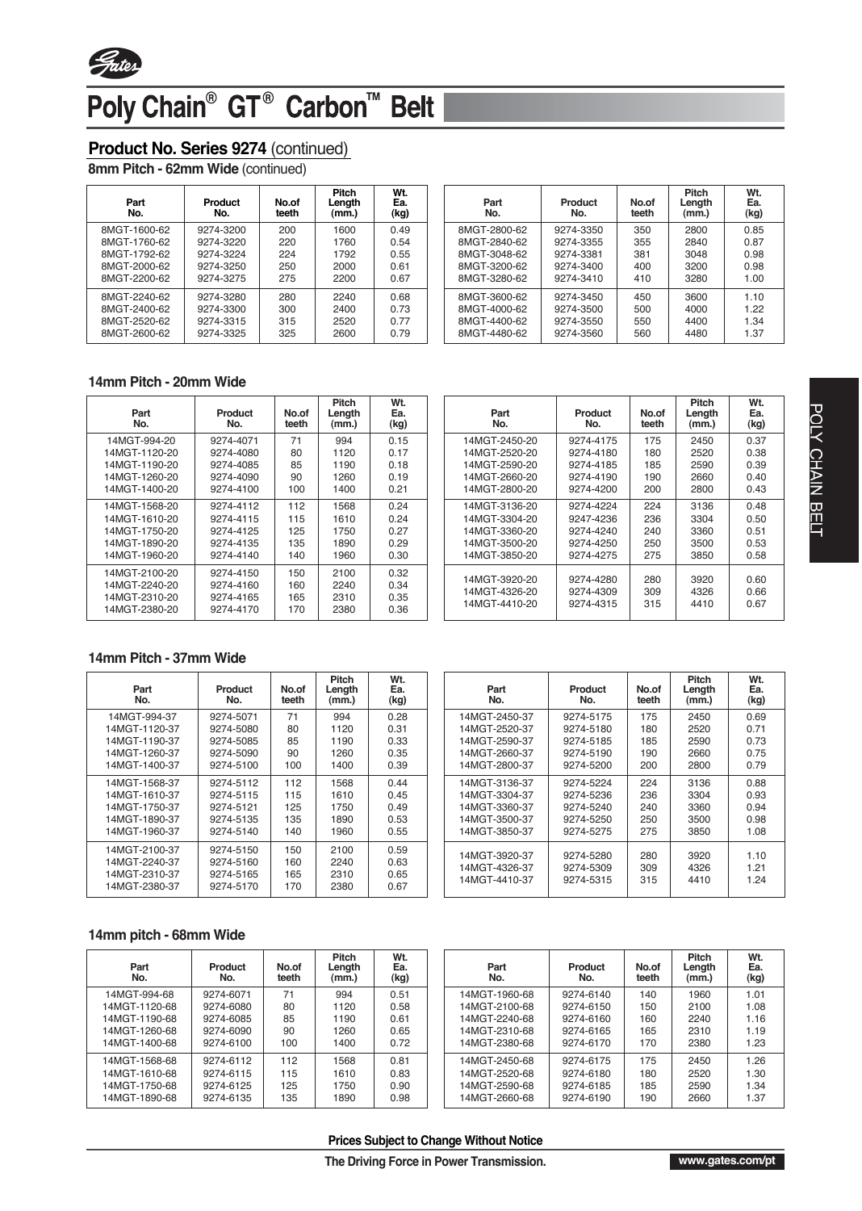# Poly Chain® GT® Carbon™ Belt

## Product No. Series 9274 (continued)

**8mm Pitch - 62mm Wide** (continued)

| Part No. | Product No. | No.of teeth | Pitch Length (mm.) | Wt. Ea. (kg) |
|---|---|---|---|---|
| 8MGT-1600-62 | 9274-3200 | 200 | 1600 | 0.49 |
| 8MGT-1760-62 | 9274-3220 | 220 | 1760 | 0.54 |
| 8MGT-1792-62 | 9274-3224 | 224 | 1792 | 0.55 |
| 8MGT-2000-62 | 9274-3250 | 250 | 2000 | 0.61 |
| 8MGT-2200-62 | 9274-3275 | 275 | 2200 | 0.67 |
| 8MGT-2240-62 | 9274-3280 | 280 | 2240 | 0.68 |
| 8MGT-2400-62 | 9274-3300 | 300 | 2400 | 0.73 |
| 8MGT-2520-62 | 9274-3315 | 315 | 2520 | 0.77 |
| 8MGT-2600-62 | 9274-3325 | 325 | 2600 | 0.79 |
| 8MGT-2800-62 | 9274-3350 | 350 | 2800 | 0.85 |
| 8MGT-2840-62 | 9274-3355 | 355 | 2840 | 0.87 |
| 8MGT-3048-62 | 9274-3381 | 381 | 3048 | 0.98 |
| 8MGT-3200-62 | 9274-3400 | 400 | 3200 | 0.98 |
| 8MGT-3280-62 | 9274-3410 | 410 | 3280 | 1.00 |
| 8MGT-3600-62 | 9274-3450 | 450 | 3600 | 1.10 |
| 8MGT-4000-62 | 9274-3500 | 500 | 4000 | 1.22 |
| 8MGT-4400-62 | 9274-3550 | 550 | 4400 | 1.34 |
| 8MGT-4480-62 | 9274-3560 | 560 | 4480 | 1.37 |

### 14mm Pitch - 20mm Wide

| Part No. | Product No. | No.of teeth | Pitch Length (mm.) | Wt. Ea. (kg) |
|---|---|---|---|---|
| 14MGT-994-20 | 9274-4071 | 71 | 994 | 0.15 |
| 14MGT-1120-20 | 9274-4080 | 80 | 1120 | 0.17 |
| 14MGT-1190-20 | 9274-4085 | 85 | 1190 | 0.18 |
| 14MGT-1260-20 | 9274-4090 | 90 | 1260 | 0.19 |
| 14MGT-1400-20 | 9274-4100 | 100 | 1400 | 0.21 |
| 14MGT-1568-20 | 9274-4112 | 112 | 1568 | 0.24 |
| 14MGT-1610-20 | 9274-4115 | 115 | 1610 | 0.24 |
| 14MGT-1750-20 | 9274-4125 | 125 | 1750 | 0.27 |
| 14MGT-1890-20 | 9274-4135 | 135 | 1890 | 0.29 |
| 14MGT-1960-20 | 9274-4140 | 140 | 1960 | 0.30 |
| 14MGT-2100-20 | 9274-4150 | 150 | 2100 | 0.32 |
| 14MGT-2240-20 | 9274-4160 | 160 | 2240 | 0.34 |
| 14MGT-2310-20 | 9274-4165 | 165 | 2310 | 0.35 |
| 14MGT-2380-20 | 9274-4170 | 170 | 2380 | 0.36 |
| 14MGT-2450-20 | 9274-4175 | 175 | 2450 | 0.37 |
| 14MGT-2520-20 | 9274-4180 | 180 | 2520 | 0.38 |
| 14MGT-2590-20 | 9274-4185 | 185 | 2590 | 0.39 |
| 14MGT-2660-20 | 9274-4190 | 190 | 2660 | 0.40 |
| 14MGT-2800-20 | 9274-4200 | 200 | 2800 | 0.43 |
| 14MGT-3136-20 | 9274-4224 | 224 | 3136 | 0.48 |
| 14MGT-3304-20 | 9247-4236 | 236 | 3304 | 0.50 |
| 14MGT-3360-20 | 9274-4240 | 240 | 3360 | 0.51 |
| 14MGT-3500-20 | 9274-4250 | 250 | 3500 | 0.53 |
| 14MGT-3850-20 | 9274-4275 | 275 | 3850 | 0.58 |
| 14MGT-3920-20 | 9274-4280 | 280 | 3920 | 0.60 |
| 14MGT-4326-20 | 9274-4309 | 309 | 4326 | 0.66 |
| 14MGT-4410-20 | 9274-4315 | 315 | 4410 | 0.67 |

### 14mm Pitch - 37mm Wide

| Part No. | Product No. | No.of teeth | Pitch Length (mm.) | Wt. Ea. (kg) |
|---|---|---|---|---|
| 14MGT-994-37 | 9274-5071 | 71 | 994 | 0.28 |
| 14MGT-1120-37 | 9274-5080 | 80 | 1120 | 0.31 |
| 14MGT-1190-37 | 9274-5085 | 85 | 1190 | 0.33 |
| 14MGT-1260-37 | 9274-5090 | 90 | 1260 | 0.35 |
| 14MGT-1400-37 | 9274-5100 | 100 | 1400 | 0.39 |
| 14MGT-1568-37 | 9274-5112 | 112 | 1568 | 0.44 |
| 14MGT-1610-37 | 9274-5115 | 115 | 1610 | 0.45 |
| 14MGT-1750-37 | 9274-5121 | 125 | 1750 | 0.49 |
| 14MGT-1890-37 | 9274-5135 | 135 | 1890 | 0.53 |
| 14MGT-1960-37 | 9274-5140 | 140 | 1960 | 0.55 |
| 14MGT-2100-37 | 9274-5150 | 150 | 2100 | 0.59 |
| 14MGT-2240-37 | 9274-5160 | 160 | 2240 | 0.63 |
| 14MGT-2310-37 | 9274-5165 | 165 | 2310 | 0.65 |
| 14MGT-2380-37 | 9274-5170 | 170 | 2380 | 0.67 |
| 14MGT-2450-37 | 9274-5175 | 175 | 2450 | 0.69 |
| 14MGT-2520-37 | 9274-5180 | 180 | 2520 | 0.71 |
| 14MGT-2590-37 | 9274-5185 | 185 | 2590 | 0.73 |
| 14MGT-2660-37 | 9274-5190 | 190 | 2660 | 0.75 |
| 14MGT-2800-37 | 9274-5200 | 200 | 2800 | 0.79 |
| 14MGT-3136-37 | 9274-5224 | 224 | 3136 | 0.88 |
| 14MGT-3304-37 | 9274-5236 | 236 | 3304 | 0.93 |
| 14MGT-3360-37 | 9274-5240 | 240 | 3360 | 0.94 |
| 14MGT-3500-37 | 9274-5250 | 250 | 3500 | 0.98 |
| 14MGT-3850-37 | 9274-5275 | 275 | 3850 | 1.08 |
| 14MGT-3920-37 | 9274-5280 | 280 | 3920 | 1.10 |
| 14MGT-4326-37 | 9274-5309 | 309 | 4326 | 1.21 |
| 14MGT-4410-37 | 9274-5315 | 315 | 4410 | 1.24 |

### 14mm pitch - 68mm Wide

| Part No. | Product No. | No.of teeth | Pitch Length (mm.) | Wt. Ea. (kg) |
|---|---|---|---|---|
| 14MGT-994-68 | 9274-6071 | 71 | 994 | 0.51 |
| 14MGT-1120-68 | 9274-6080 | 80 | 1120 | 0.58 |
| 14MGT-1190-68 | 9274-6085 | 85 | 1190 | 0.61 |
| 14MGT-1260-68 | 9274-6090 | 90 | 1260 | 0.65 |
| 14MGT-1400-68 | 9274-6100 | 100 | 1400 | 0.72 |
| 14MGT-1568-68 | 9274-6112 | 112 | 1568 | 0.81 |
| 14MGT-1610-68 | 9274-6115 | 115 | 1610 | 0.83 |
| 14MGT-1750-68 | 9274-6125 | 125 | 1750 | 0.90 |
| 14MGT-1890-68 | 9274-6135 | 135 | 1890 | 0.98 |
| 14MGT-1960-68 | 9274-6140 | 140 | 1960 | 1.01 |
| 14MGT-2100-68 | 9274-6150 | 150 | 2100 | 1.08 |
| 14MGT-2240-68 | 9274-6160 | 160 | 2240 | 1.16 |
| 14MGT-2310-68 | 9274-6165 | 165 | 2310 | 1.19 |
| 14MGT-2380-68 | 9274-6170 | 170 | 2380 | 1.23 |
| 14MGT-2450-68 | 9274-6175 | 175 | 2450 | 1.26 |
| 14MGT-2520-68 | 9274-6180 | 180 | 2520 | 1.30 |
| 14MGT-2590-68 | 9274-6185 | 185 | 2590 | 1.34 |
| 14MGT-2660-68 | 9274-6190 | 190 | 2660 | 1.37 |

**Prices Subject to Change Without Notice**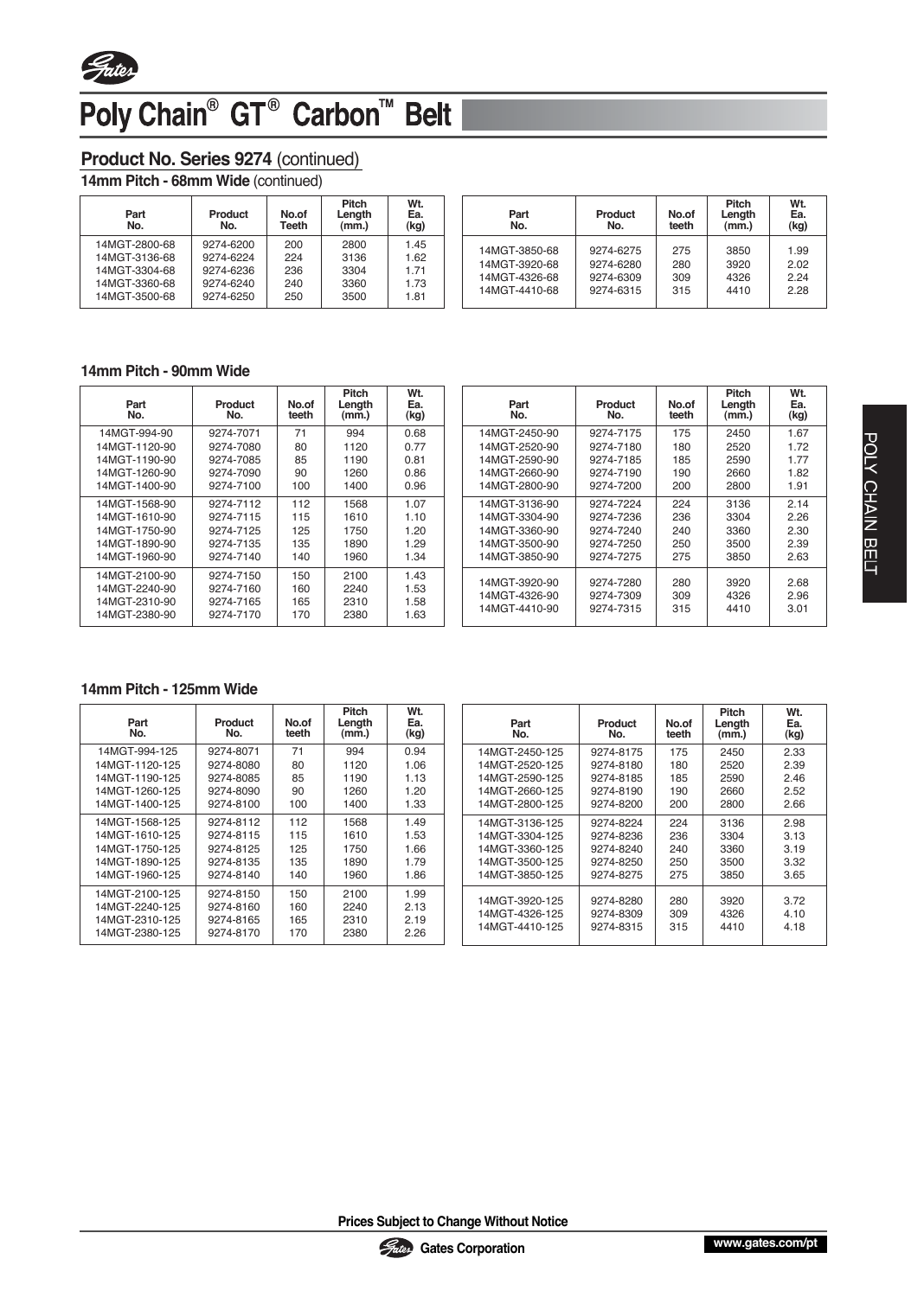# Poly Chain® GT® Carbon™ Belt

## Product No. Series 9274 (continued)

### 14mm Pitch - 68mm Wide (continued)

| Part No. | Product No. | No.of Teeth | Pitch Length (mm.) | Wt. Ea. (kg) |
|---|---|---|---|---|
| 14MGT-2800-68 | 9274-6200 | 200 | 2800 | 1.45 |
| 14MGT-3136-68 | 9274-6224 | 224 | 3136 | 1.62 |
| 14MGT-3304-68 | 9274-6236 | 236 | 3304 | 1.71 |
| 14MGT-3360-68 | 9274-6240 | 240 | 3360 | 1.73 |
| 14MGT-3500-68 | 9274-6250 | 250 | 3500 | 1.81 |
| 14MGT-3850-68 | 9274-6275 | 275 | 3850 | 1.99 |
| 14MGT-3920-68 | 9274-6280 | 280 | 3920 | 2.02 |
| 14MGT-4326-68 | 9274-6309 | 309 | 4326 | 2.24 |
| 14MGT-4410-68 | 9274-6315 | 315 | 4410 | 2.28 |

### 14mm Pitch - 90mm Wide

| Part No. | Product No. | No.of teeth | Pitch Length (mm.) | Wt. Ea. (kg) |
|---|---|---|---|---|
| 14MGT-994-90 | 9274-7071 | 71 | 994 | 0.68 |
| 14MGT-1120-90 | 9274-7080 | 80 | 1120 | 0.77 |
| 14MGT-1190-90 | 9274-7085 | 85 | 1190 | 0.81 |
| 14MGT-1260-90 | 9274-7090 | 90 | 1260 | 0.86 |
| 14MGT-1400-90 | 9274-7100 | 100 | 1400 | 0.96 |
| 14MGT-1568-90 | 9274-7112 | 112 | 1568 | 1.07 |
| 14MGT-1610-90 | 9274-7115 | 115 | 1610 | 1.10 |
| 14MGT-1750-90 | 9274-7125 | 125 | 1750 | 1.20 |
| 14MGT-1890-90 | 9274-7135 | 135 | 1890 | 1.29 |
| 14MGT-1960-90 | 9274-7140 | 140 | 1960 | 1.34 |
| 14MGT-2100-90 | 9274-7150 | 150 | 2100 | 1.43 |
| 14MGT-2240-90 | 9274-7160 | 160 | 2240 | 1.53 |
| 14MGT-2310-90 | 9274-7165 | 165 | 2310 | 1.58 |
| 14MGT-2380-90 | 9274-7170 | 170 | 2380 | 1.63 |
| 14MGT-2450-90 | 9274-7175 | 175 | 2450 | 1.67 |
| 14MGT-2520-90 | 9274-7180 | 180 | 2520 | 1.72 |
| 14MGT-2590-90 | 9274-7185 | 185 | 2590 | 1.77 |
| 14MGT-2660-90 | 9274-7190 | 190 | 2660 | 1.82 |
| 14MGT-2800-90 | 9274-7200 | 200 | 2800 | 1.91 |
| 14MGT-3136-90 | 9274-7224 | 224 | 3136 | 2.14 |
| 14MGT-3304-90 | 9274-7236 | 236 | 3304 | 2.26 |
| 14MGT-3360-90 | 9274-7240 | 240 | 3360 | 2.30 |
| 14MGT-3500-90 | 9274-7250 | 250 | 3500 | 2.39 |
| 14MGT-3850-90 | 9274-7275 | 275 | 3850 | 2.63 |
| 14MGT-3920-90 | 9274-7280 | 280 | 3920 | 2.68 |
| 14MGT-4326-90 | 9274-7309 | 309 | 4326 | 2.96 |
| 14MGT-4410-90 | 9274-7315 | 315 | 4410 | 3.01 |

### 14mm Pitch - 125mm Wide

| Part No. | Product No. | No.of teeth | Pitch Length (mm.) | Wt. Ea. (kg) |
|---|---|---|---|---|
| 14MGT-994-125 | 9274-8071 | 71 | 994 | 0.94 |
| 14MGT-1120-125 | 9274-8080 | 80 | 1120 | 1.06 |
| 14MGT-1190-125 | 9274-8085 | 85 | 1190 | 1.13 |
| 14MGT-1260-125 | 9274-8090 | 90 | 1260 | 1.20 |
| 14MGT-1400-125 | 9274-8100 | 100 | 1400 | 1.33 |
| 14MGT-1568-125 | 9274-8112 | 112 | 1568 | 1.49 |
| 14MGT-1610-125 | 9274-8115 | 115 | 1610 | 1.53 |
| 14MGT-1750-125 | 9274-8125 | 125 | 1750 | 1.66 |
| 14MGT-1890-125 | 9274-8135 | 135 | 1890 | 1.79 |
| 14MGT-1960-125 | 9274-8140 | 140 | 1960 | 1.86 |
| 14MGT-2100-125 | 9274-8150 | 150 | 2100 | 1.99 |
| 14MGT-2240-125 | 9274-8160 | 160 | 2240 | 2.13 |
| 14MGT-2310-125 | 9274-8165 | 165 | 2310 | 2.19 |
| 14MGT-2380-125 | 9274-8170 | 170 | 2380 | 2.26 |
| 14MGT-2450-125 | 9274-8175 | 175 | 2450 | 2.33 |
| 14MGT-2520-125 | 9274-8180 | 180 | 2520 | 2.39 |
| 14MGT-2590-125 | 9274-8185 | 185 | 2590 | 2.46 |
| 14MGT-2660-125 | 9274-8190 | 190 | 2660 | 2.52 |
| 14MGT-2800-125 | 9274-8200 | 200 | 2800 | 2.66 |
| 14MGT-3136-125 | 9274-8224 | 224 | 3136 | 2.98 |
| 14MGT-3304-125 | 9274-8236 | 236 | 3304 | 3.13 |
| 14MGT-3360-125 | 9274-8240 | 240 | 3360 | 3.19 |
| 14MGT-3500-125 | 9274-8250 | 250 | 3500 | 3.32 |
| 14MGT-3850-125 | 9274-8275 | 275 | 3850 | 3.65 |
| 14MGT-3920-125 | 9274-8280 | 280 | 3920 | 3.72 |
| 14MGT-4326-125 | 9274-8309 | 309 | 4326 | 4.10 |
| 14MGT-4410-125 | 9274-8315 | 315 | 4410 | 4.18 |

Prices Subject to Change Without Notice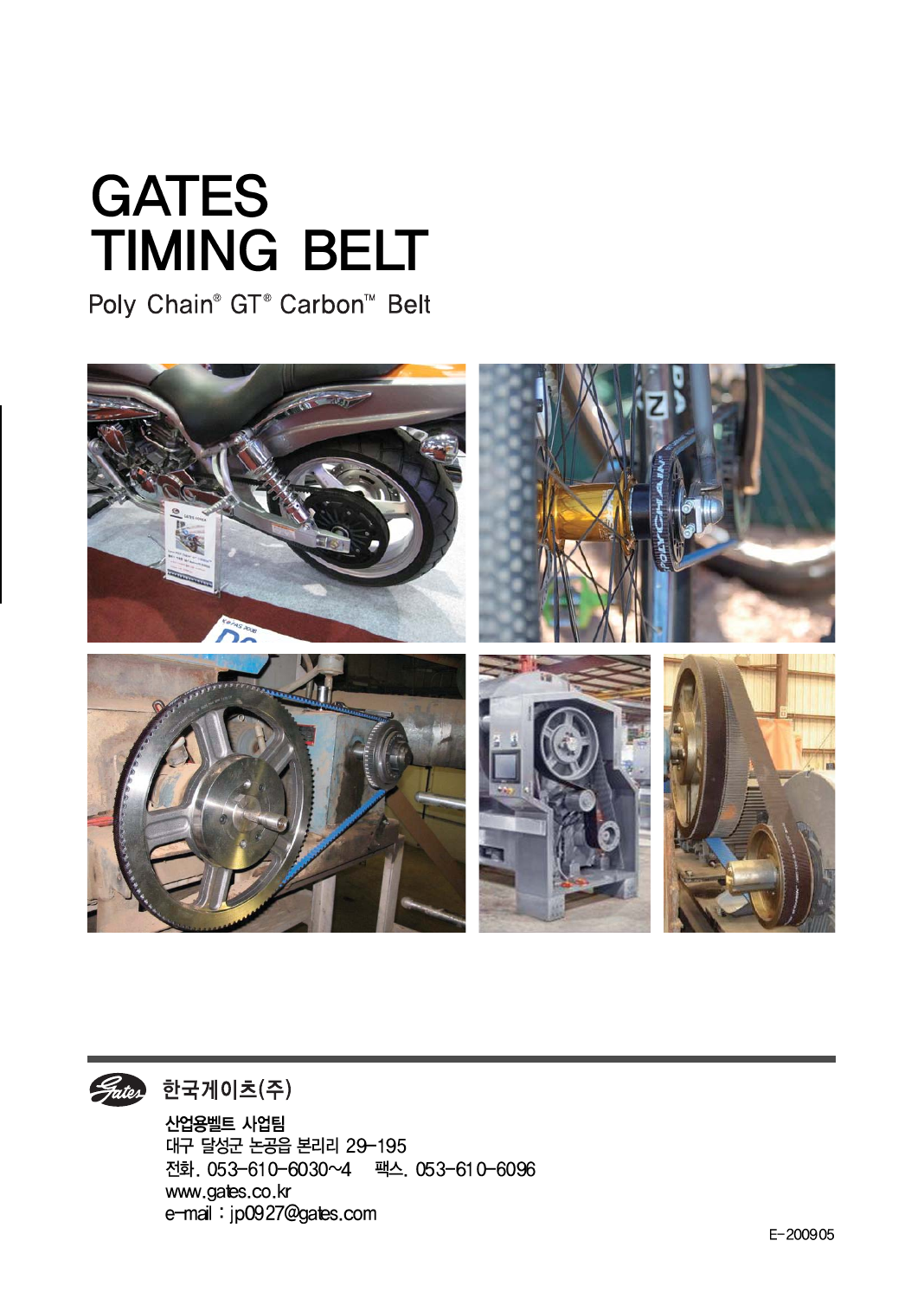# GATES TIMING BELT

Poly Chain® GT® Carbon™ Belt

한국게이츠(주)

**산업용벨트 사업팀**

대구 달성군 논공읍 본리리 29-195

전화. 053-610-6030~4 팩스. 053-610-6096

www.gates.co.kr

e-mail : jp0927@gates.com

E-200905